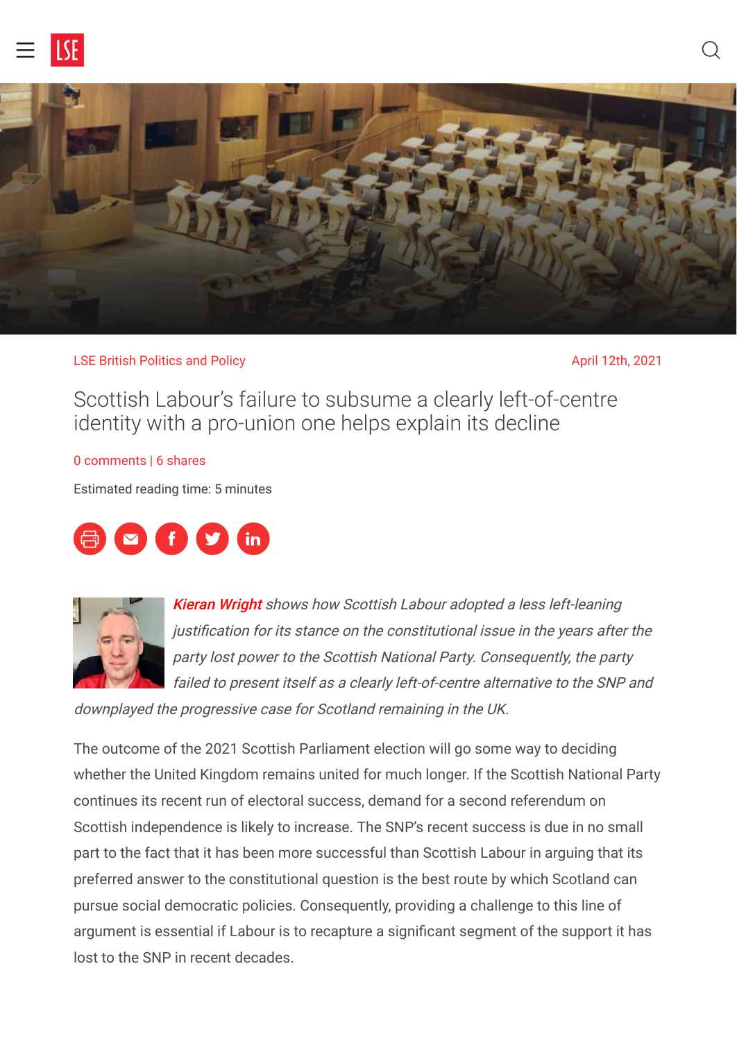LSE British Politics and Policy

April 12th, 2021

# Scottish Labour's failure to subsume a clearly left-of-centre identity with a pro-union one helps explain its decline

0 comments | 6 shares

Estimated reading time: 5 minutes

***Kieran Wright** shows how Scottish Labour adopted a less left-leaning justification for its stance on the constitutional issue in the years after the party lost power to the Scottish National Party. Consequently, the party failed to present itself as a clearly left-of-centre alternative to the SNP and downplayed the progressive case for Scotland remaining in the UK.*

The outcome of the 2021 Scottish Parliament election will go some way to deciding whether the United Kingdom remains united for much longer. If the Scottish National Party continues its recent run of electoral success, demand for a second referendum on Scottish independence is likely to increase. The SNP's recent success is due in no small part to the fact that it has been more successful than Scottish Labour in arguing that its preferred answer to the constitutional question is the best route by which Scotland can pursue social democratic policies. Consequently, providing a challenge to this line of argument is essential if Labour is to recapture a significant segment of the support it has lost to the SNP in recent decades.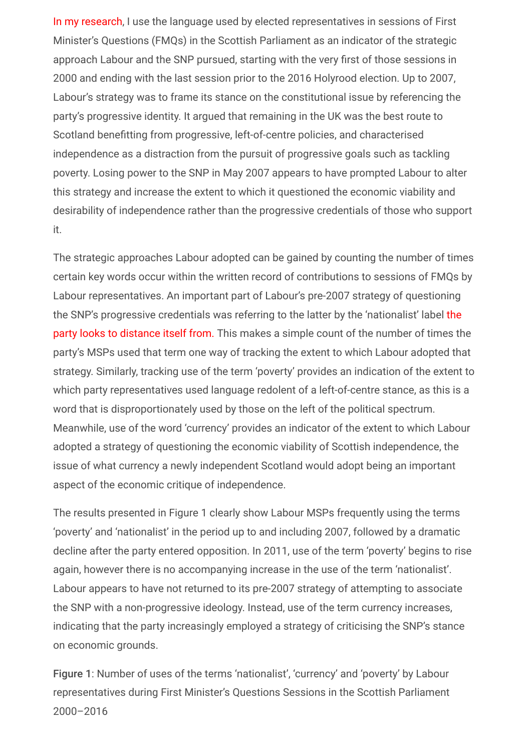In my research, I use the language used by elected representatives in sessions of First Minister's Questions (FMQs) in the Scottish Parliament as an indicator of the strategic approach Labour and the SNP pursued, starting with the very first of those sessions in 2000 and ending with the last session prior to the 2016 Holyrood election. Up to 2007, Labour's strategy was to frame its stance on the constitutional issue by referencing the party's progressive identity. It argued that remaining in the UK was the best route to Scotland benefitting from progressive, left-of-centre policies, and characterised independence as a distraction from the pursuit of progressive goals such as tackling poverty. Losing power to the SNP in May 2007 appears to have prompted Labour to alter this strategy and increase the extent to which it questioned the economic viability and desirability of independence rather than the progressive credentials of those who support it.

The strategic approaches Labour adopted can be gained by counting the number of times certain key words occur within the written record of contributions to sessions of FMQs by Labour representatives. An important part of Labour's pre-2007 strategy of questioning the SNP's progressive credentials was referring to the latter by the 'nationalist' label the party looks to distance itself from. This makes a simple count of the number of times the party's MSPs used that term one way of tracking the extent to which Labour adopted that strategy. Similarly, tracking use of the term 'poverty' provides an indication of the extent to which party representatives used language redolent of a left-of-centre stance, as this is a word that is disproportionately used by those on the left of the political spectrum. Meanwhile, use of the word 'currency' provides an indicator of the extent to which Labour adopted a strategy of questioning the economic viability of Scottish independence, the issue of what currency a newly independent Scotland would adopt being an important aspect of the economic critique of independence.

The results presented in Figure 1 clearly show Labour MSPs frequently using the terms 'poverty' and 'nationalist' in the period up to and including 2007, followed by a dramatic decline after the party entered opposition. In 2011, use of the term 'poverty' begins to rise again, however there is no accompanying increase in the use of the term 'nationalist'. Labour appears to have not returned to its pre-2007 strategy of attempting to associate the SNP with a non-progressive ideology. Instead, use of the term currency increases, indicating that the party increasingly employed a strategy of criticising the SNP's stance on economic grounds.

**Figure 1**: Number of uses of the terms 'nationalist', 'currency' and 'poverty' by Labour representatives during First Minister's Questions Sessions in the Scottish Parliament 2000–2016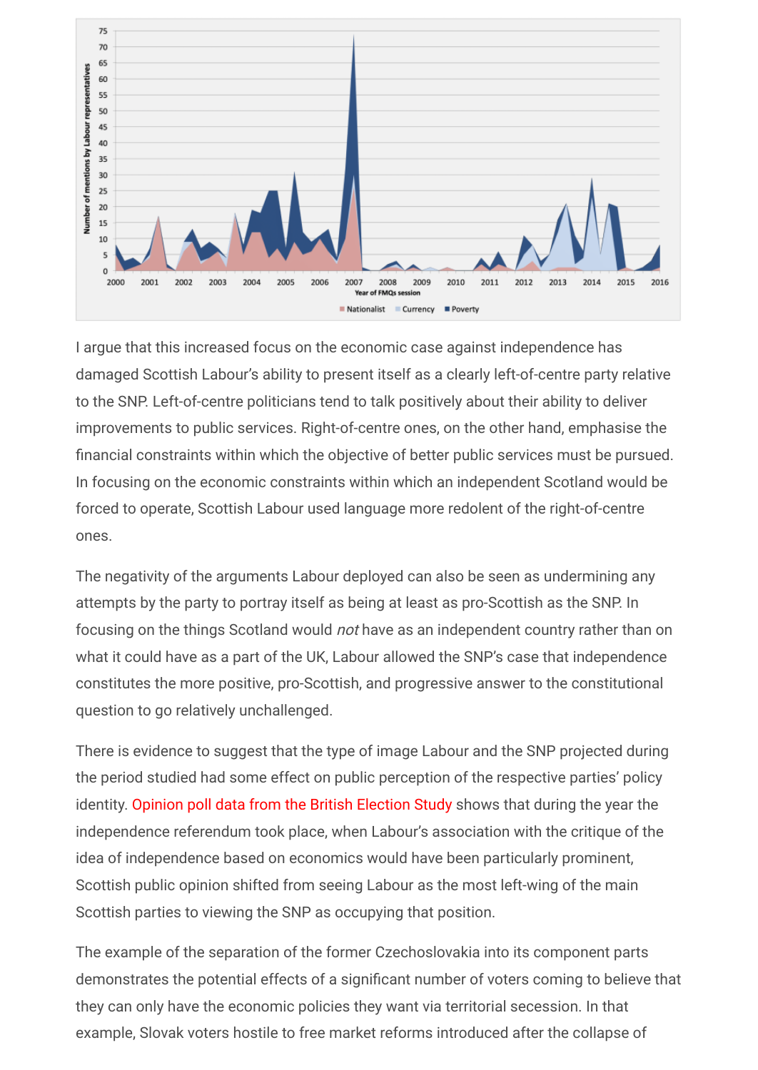I argue that this increased focus on the economic case against independence has damaged Scottish Labour's ability to present itself as a clearly left-of-centre party relative to the SNP. Left-of-centre politicians tend to talk positively about their ability to deliver improvements to public services. Right-of-centre ones, on the other hand, emphasise the financial constraints within which the objective of better public services must be pursued. In focusing on the economic constraints within which an independent Scotland would be forced to operate, Scottish Labour used language more redolent of the right-of-centre ones.

The negativity of the arguments Labour deployed can also be seen as undermining any attempts by the party to portray itself as being at least as pro-Scottish as the SNP. In focusing on the things Scotland would *not* have as an independent country rather than on what it could have as a part of the UK, Labour allowed the SNP's case that independence constitutes the more positive, pro-Scottish, and progressive answer to the constitutional question to go relatively unchallenged.

There is evidence to suggest that the type of image Labour and the SNP projected during the period studied had some effect on public perception of the respective parties' policy identity. Opinion poll data from the British Election Study shows that during the year the independence referendum took place, when Labour's association with the critique of the idea of independence based on economics would have been particularly prominent, Scottish public opinion shifted from seeing Labour as the most left-wing of the main Scottish parties to viewing the SNP as occupying that position.

The example of the separation of the former Czechoslovakia into its component parts demonstrates the potential effects of a significant number of voters coming to believe that they can only have the economic policies they want via territorial secession. In that example, Slovak voters hostile to free market reforms introduced after the collapse of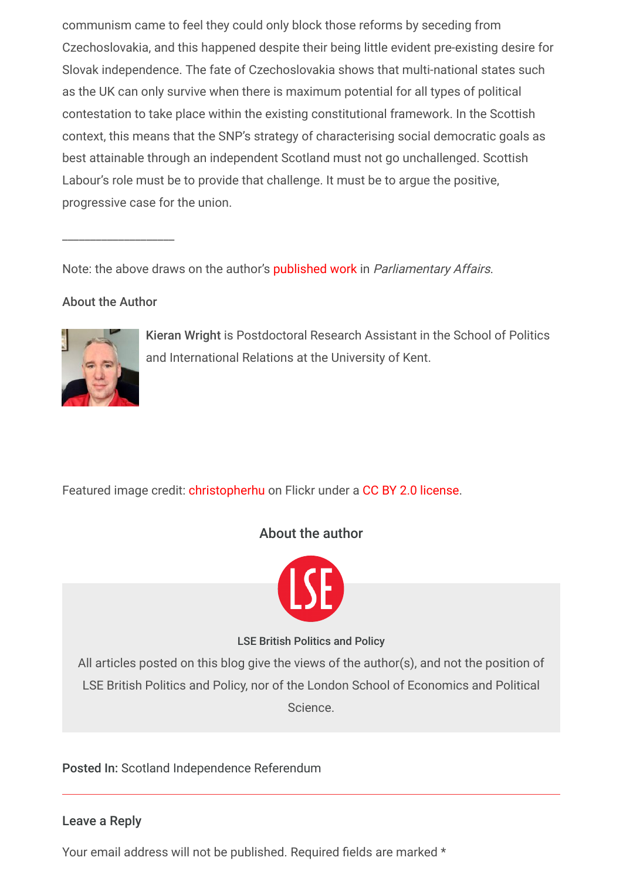communism came to feel they could only block those reforms by seceding from Czechoslovakia, and this happened despite their being little evident pre-existing desire for Slovak independence. The fate of Czechoslovakia shows that multi-national states such as the UK can only survive when there is maximum potential for all types of political contestation to take place within the existing constitutional framework. In the Scottish context, this means that the SNP's strategy of characterising social democratic goals as best attainable through an independent Scotland must not go unchallenged. Scottish Labour's role must be to provide that challenge. It must be to argue the positive, progressive case for the union.

___________________

Note: the above draws on the author's published work in *Parliamentary Affairs*.

**About the Author**

**Kieran Wright** is Postdoctoral Research Assistant in the School of Politics and International Relations at the University of Kent.

Featured image credit: christopherhu on Flickr under a CC BY 2.0 license.

## About the author

LSE British Politics and Policy

All articles posted on this blog give the views of the author(s), and not the position of LSE British Politics and Policy, nor of the London School of Economics and Political Science.

**Posted In:** Scotland Independence Referendum

### Leave a Reply

Your email address will not be published. Required fields are marked *